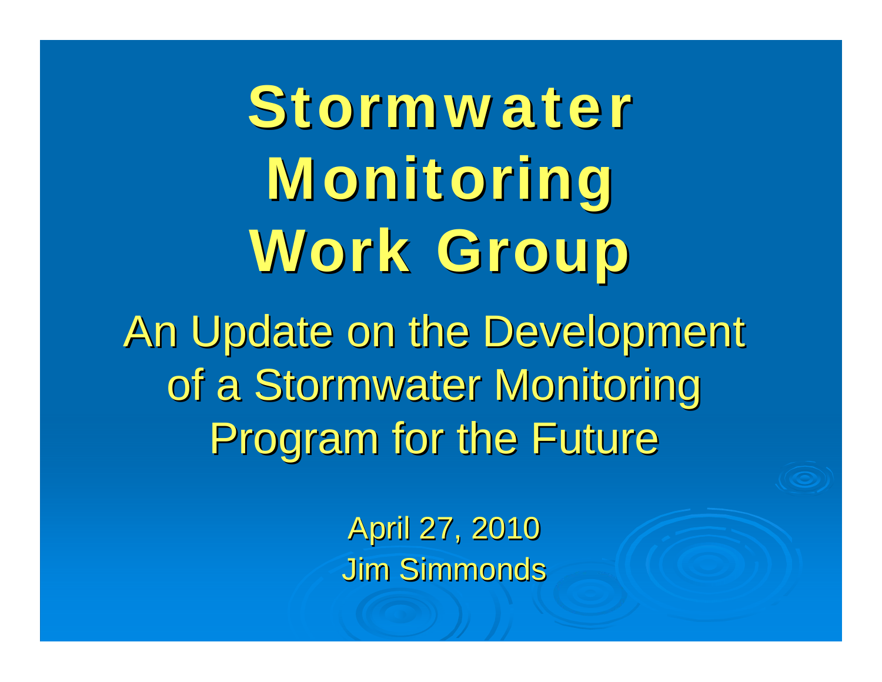# Stormwater Monitoring Work Group

## An Update on the Development of a Stormwater Monitoring Program for the Future

April 27, 2010

Jim Simmonds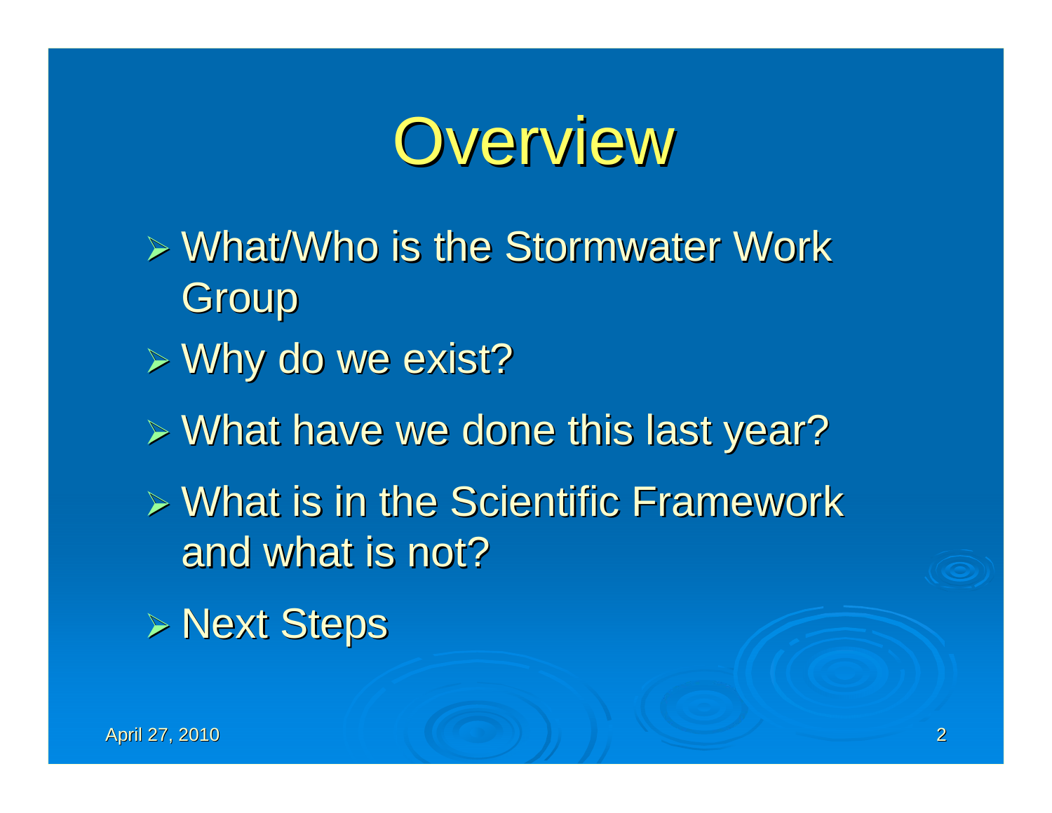# Overview

- What/Who is the Stormwater Work Group
- Why do we exist?
- What have we done this last year?
- What is in the Scientific Framework and what is not?
- Next Steps

April 27, 2010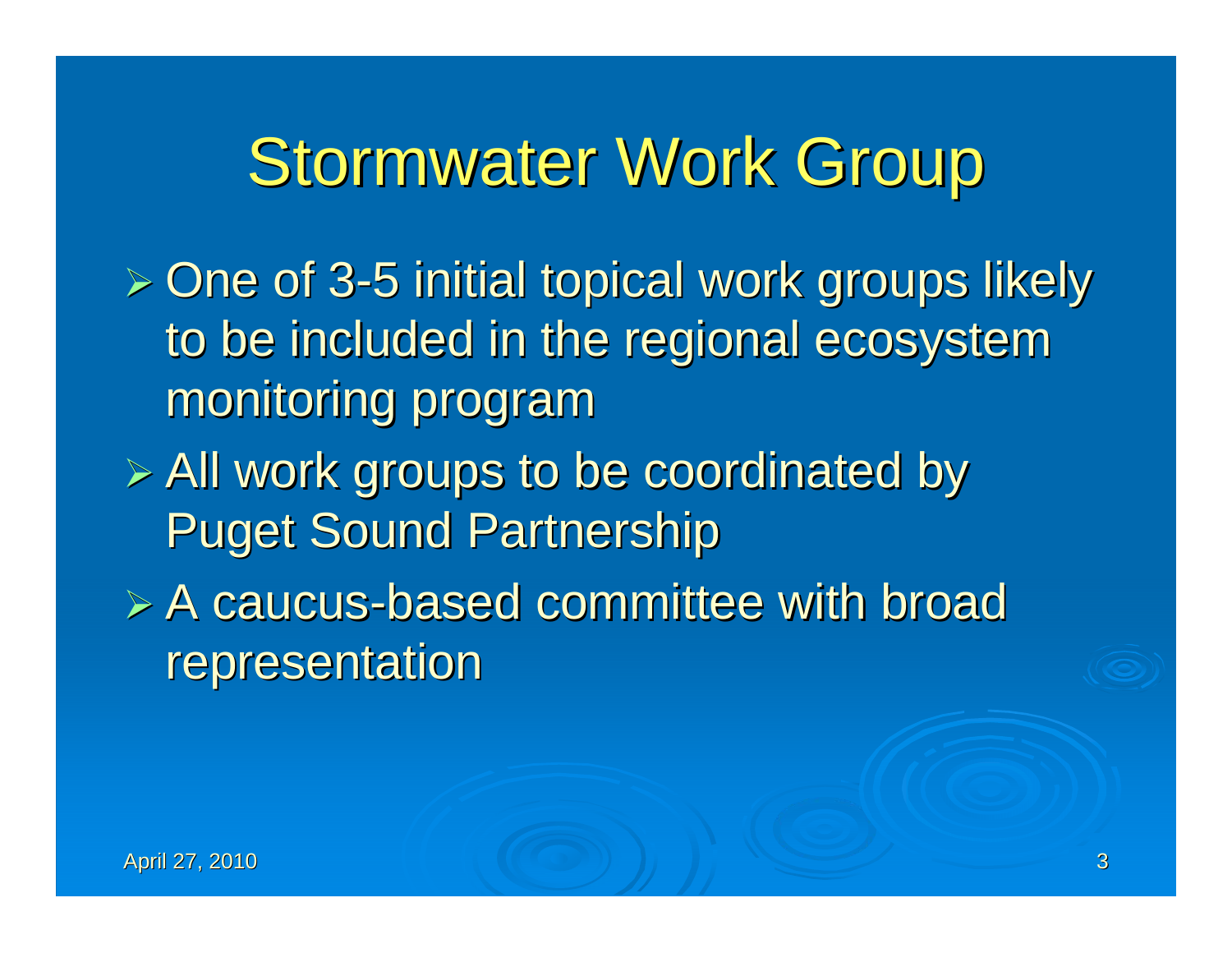# Stormwater Work Group

- One of 3-5 initial topical work groups likely to be included in the regional ecosystem monitoring program
- All work groups to be coordinated by Puget Sound Partnership
- A caucus-based committee with broad representation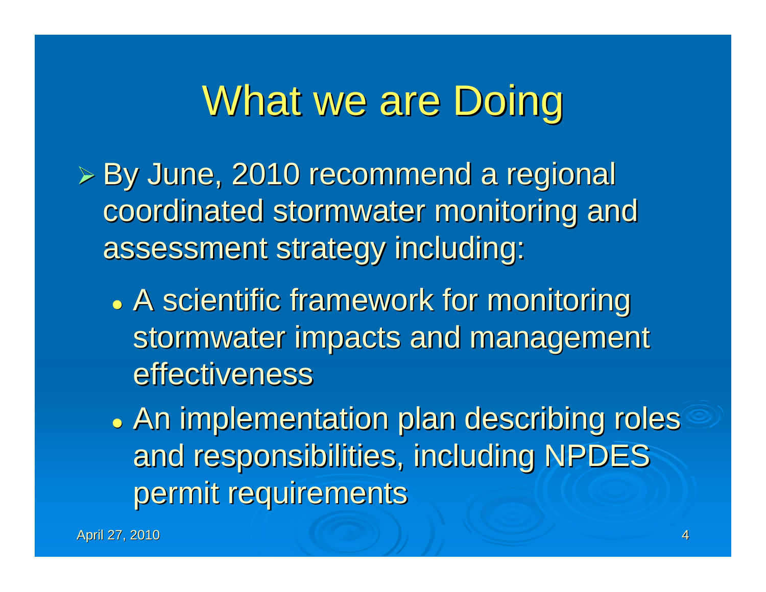# What we are Doing

- By June, 2010 recommend a regional coordinated stormwater monitoring and assessment strategy including:
  - A scientific framework for monitoring stormwater impacts and management effectiveness
  - An implementation plan describing roles and responsibilities, including NPDES permit requirements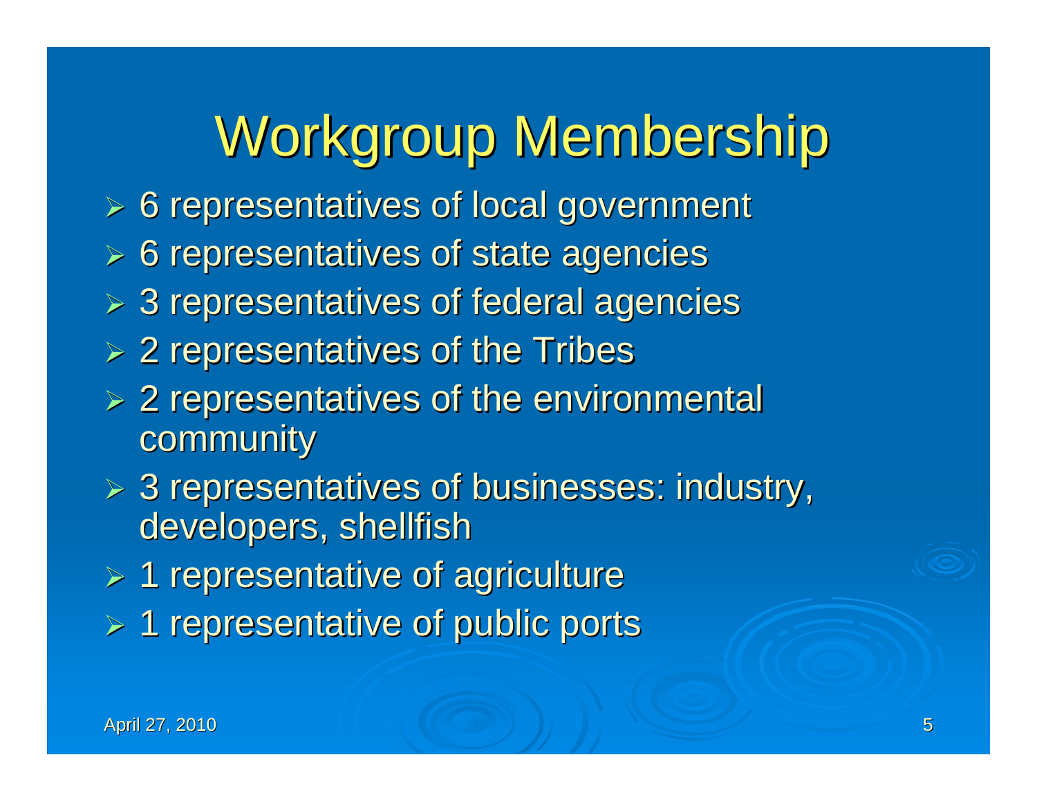# Workgroup Membership

- 6 representatives of local government
- 6 representatives of state agencies
- 3 representatives of federal agencies
- 2 representatives of the Tribes
- 2 representatives of the environmental community
- 3 representatives of businesses: industry, developers, shellfish
- 1 representative of agriculture
- 1 representative of public ports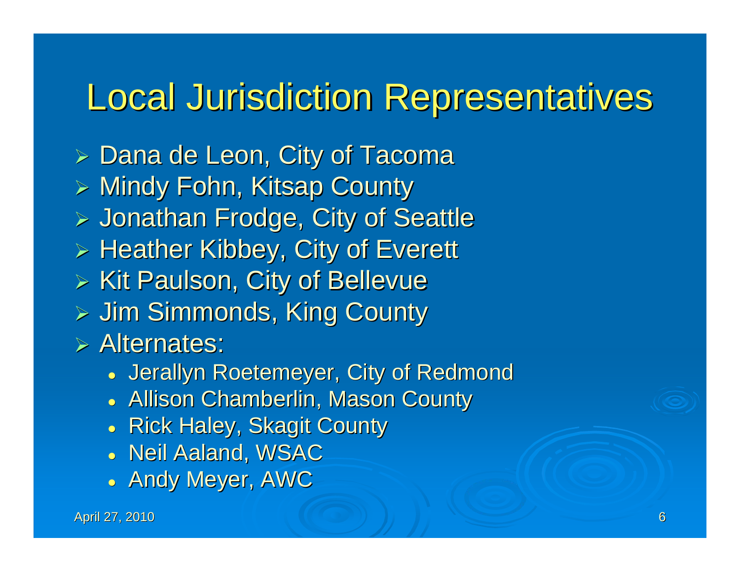# Local Jurisdiction Representatives

- Dana de Leon, City of Tacoma
- Mindy Fohn, Kitsap County
- Jonathan Frodge, City of Seattle
- Heather Kibbey, City of Everett
- Kit Paulson, City of Bellevue
- Jim Simmonds, King County
- Alternates:
  - Jerallyn Roetemeyer, City of Redmond
  - Allison Chamberlin, Mason County
  - Rick Haley, Skagit County
  - Neil Aaland, WSAC
  - Andy Meyer, AWC

April 27, 2010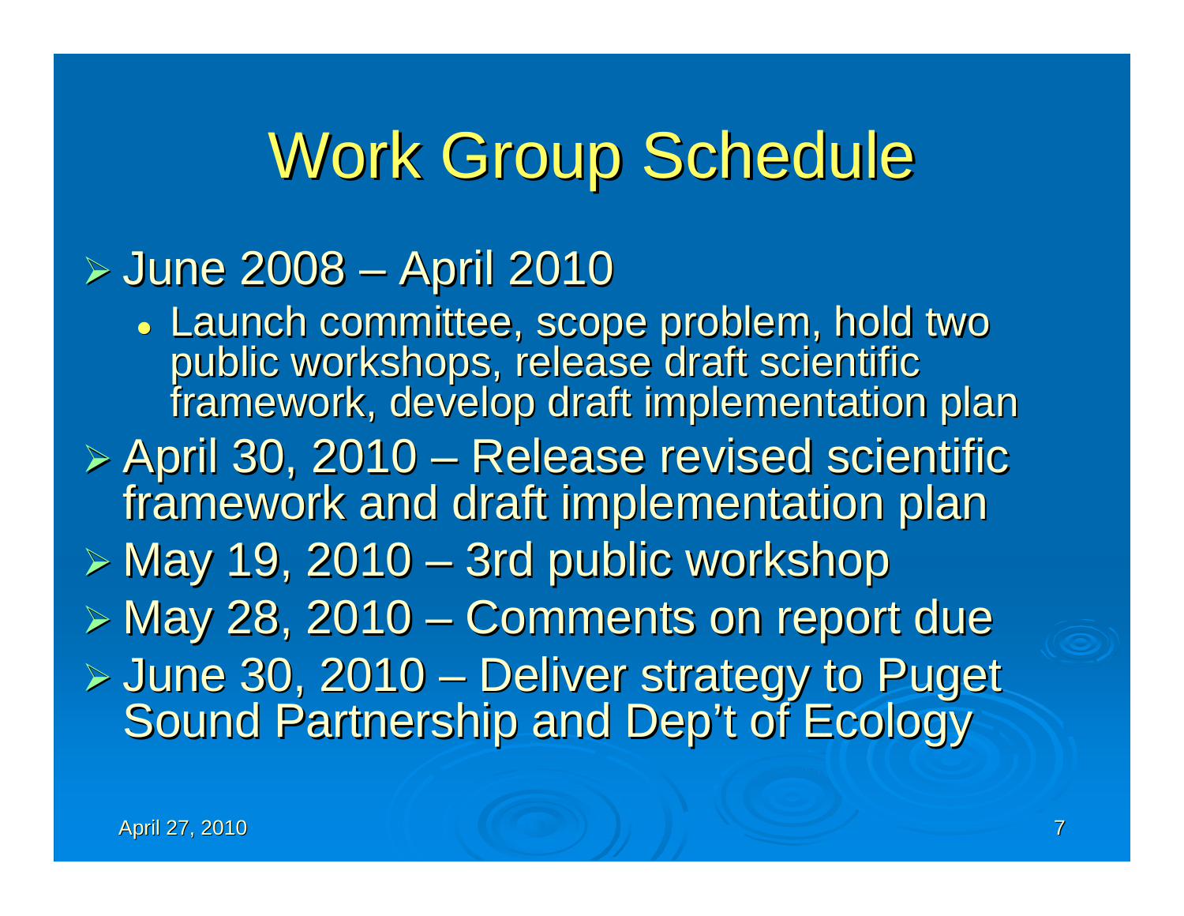# Work Group Schedule

- June 2008 – April 2010
  - Launch committee, scope problem, hold two public workshops, release draft scientific framework, develop draft implementation plan
- April 30, 2010 – Release revised scientific framework and draft implementation plan
- May 19, 2010 – 3rd public workshop
- May 28, 2010 – Comments on report due
- June 30, 2010 – Deliver strategy to Puget Sound Partnership and Dep't of Ecology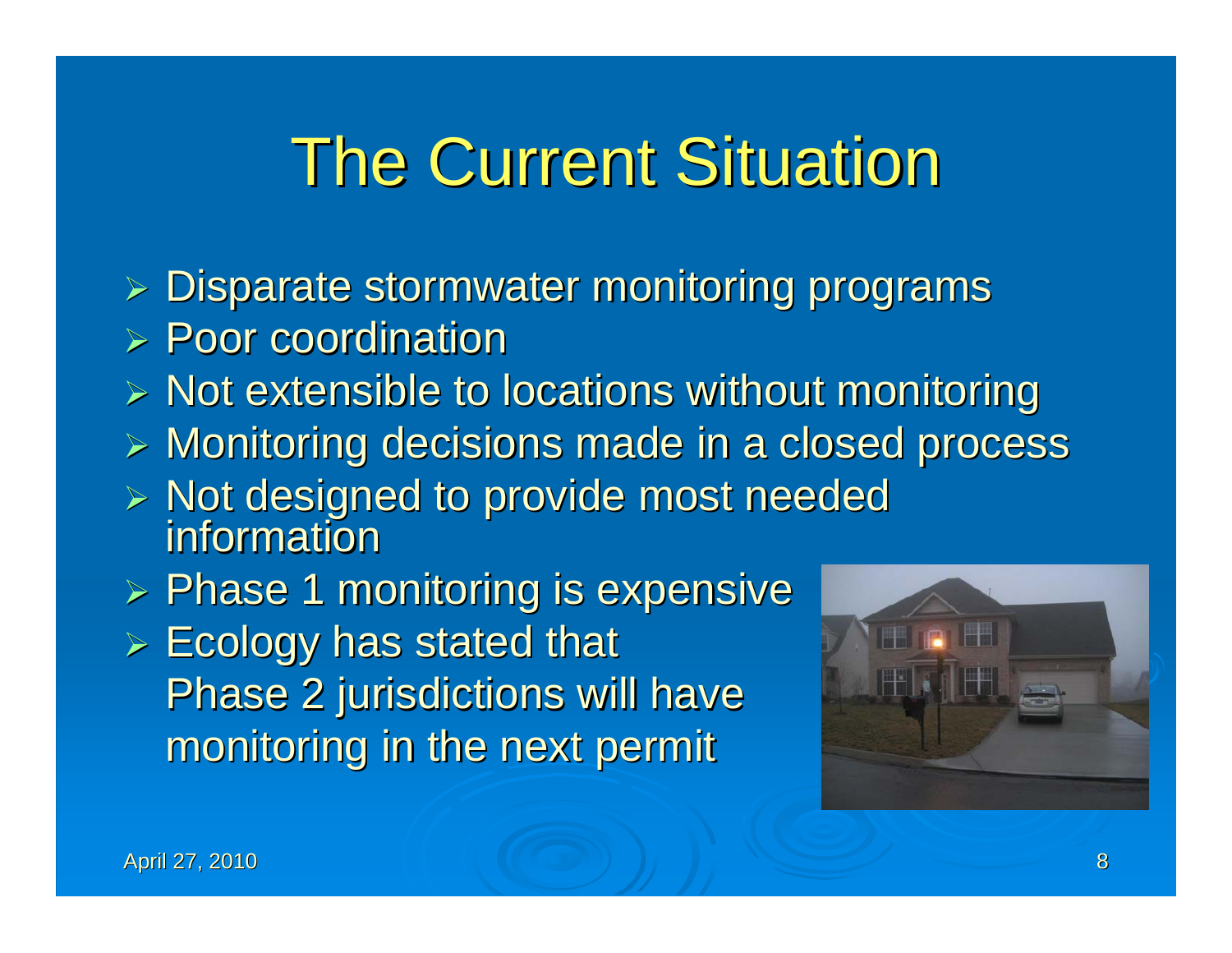# The Current Situation

- Disparate stormwater monitoring programs
- Poor coordination
- Not extensible to locations without monitoring
- Monitoring decisions made in a closed process
- Not designed to provide most needed information
- Phase 1 monitoring is expensive
- Ecology has stated that Phase 2 jurisdictions will have monitoring in the next permit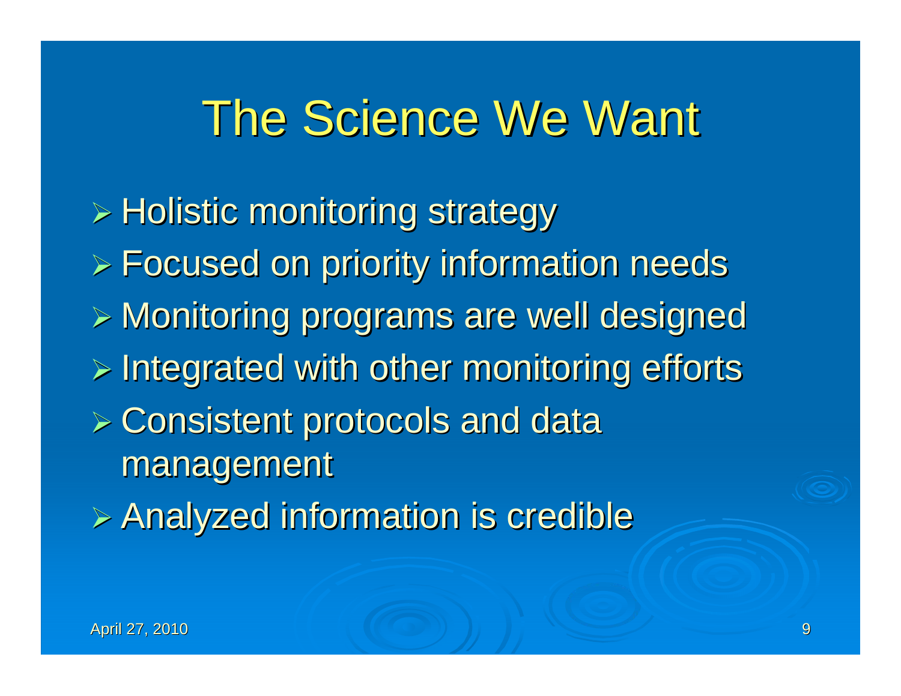# The Science We Want

- Holistic monitoring strategy
- Focused on priority information needs
- Monitoring programs are well designed
- Integrated with other monitoring efforts
- Consistent protocols and data management
- Analyzed information is credible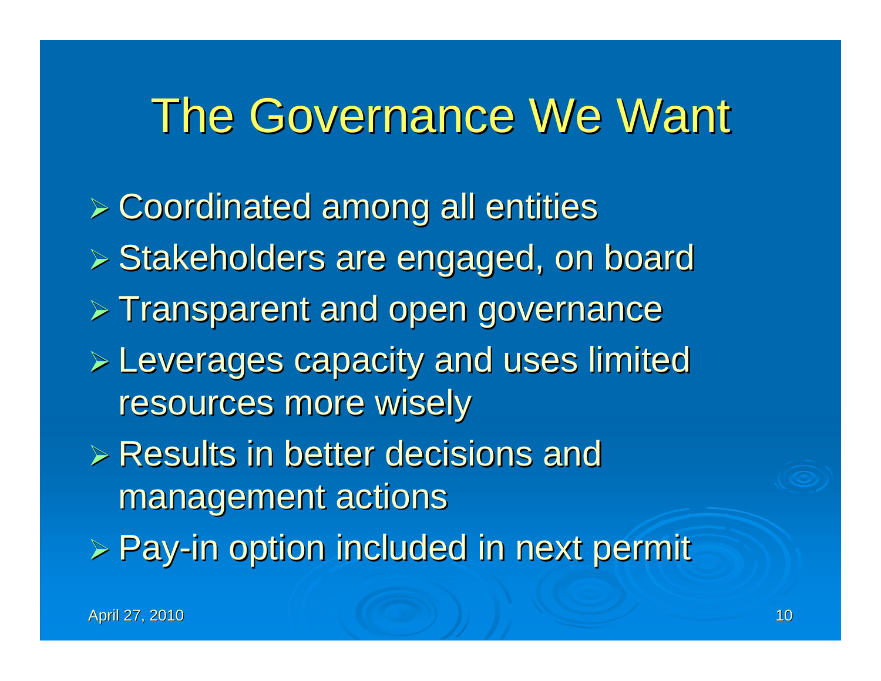# The Governance We Want

- Coordinated among all entities
- Stakeholders are engaged, on board
- Transparent and open governance
- Leverages capacity and uses limited resources more wisely
- Results in better decisions and management actions
- Pay-in option included in next permit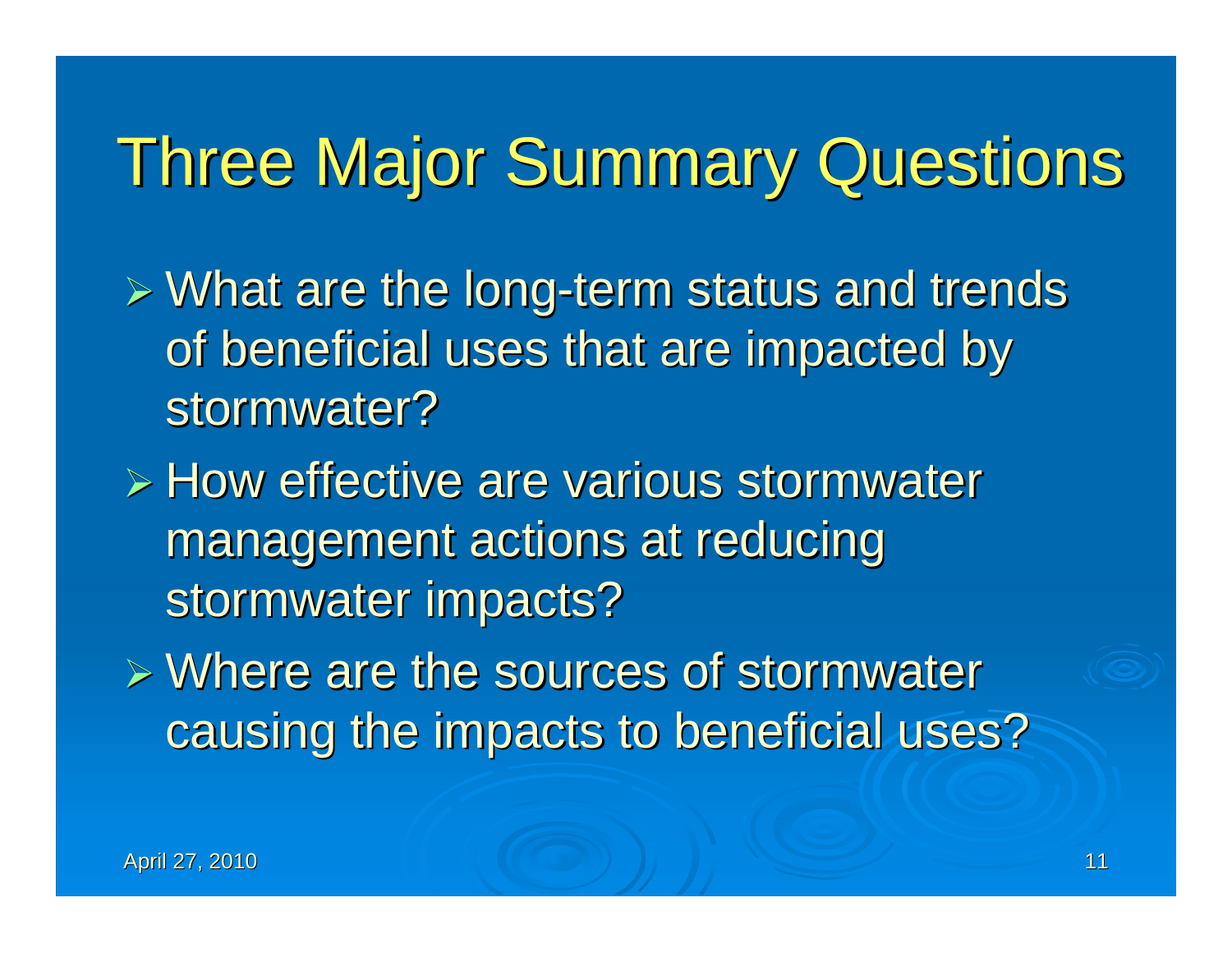# Three Major Summary Questions

- What are the long-term status and trends of beneficial uses that are impacted by stormwater?
- How effective are various stormwater management actions at reducing stormwater impacts?
- Where are the sources of stormwater causing the impacts to beneficial uses?

April 27, 2010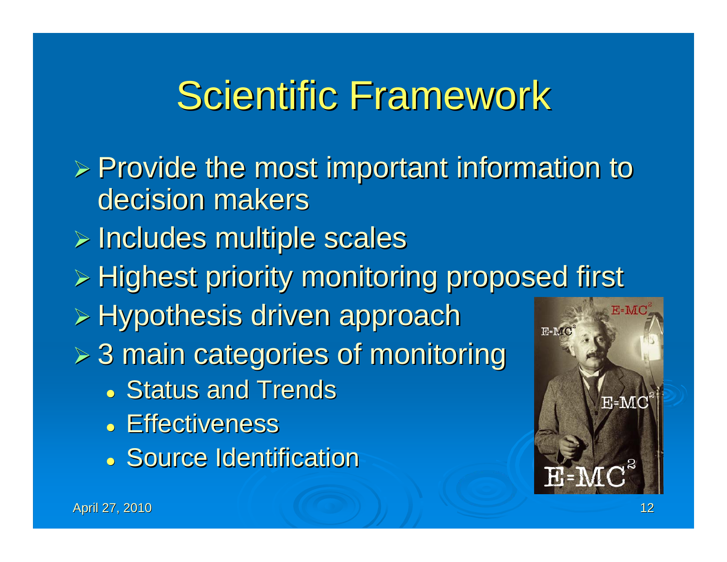# Scientific Framework

- Provide the most important information to decision makers
- Includes multiple scales
- Highest priority monitoring proposed first
- Hypothesis driven approach
- 3 main categories of monitoring
  - Status and Trends
  - Effectiveness
  - Source Identification

April 27, 2010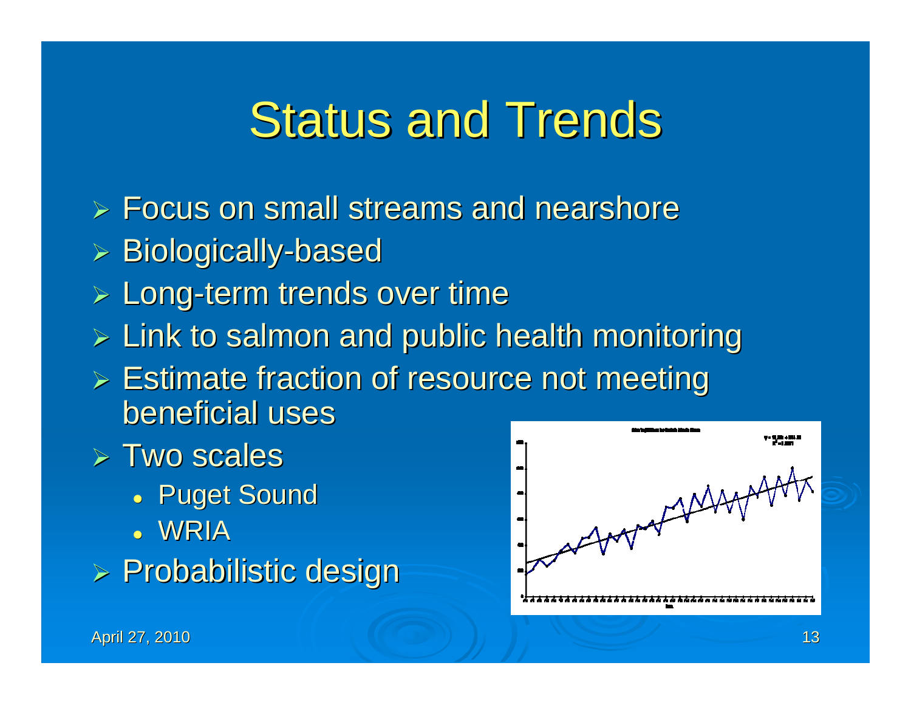# Status and Trends

- Focus on small streams and nearshore
- Biologically-based
- Long-term trends over time
- Link to salmon and public health monitoring
- Estimate fraction of resource not meeting beneficial uses
- Two scales
  - Puget Sound
  - WRIA
- Probabilistic design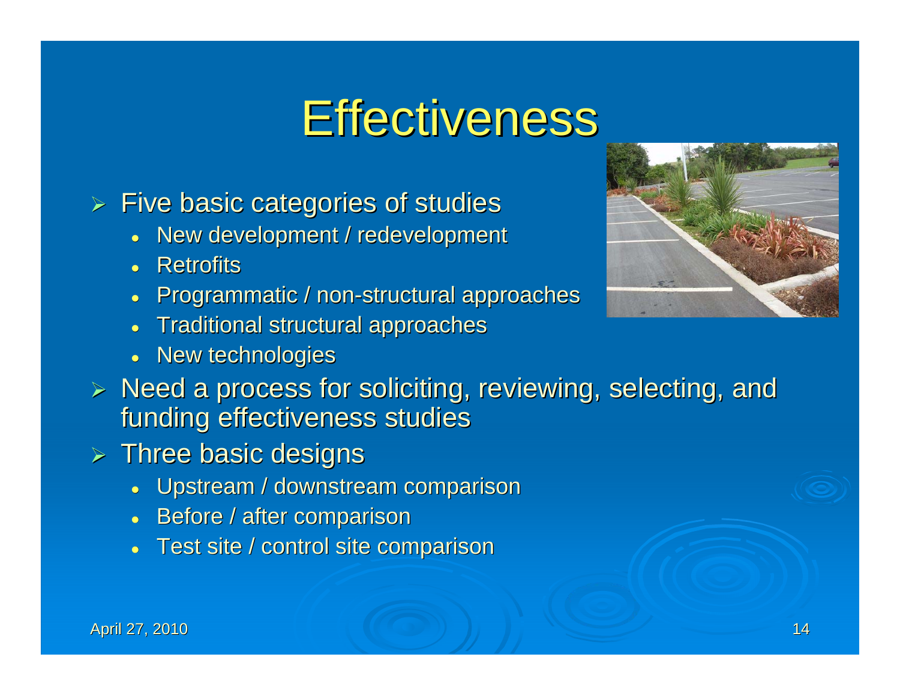# Effectiveness

- Five basic categories of studies
  - New development / redevelopment
  - Retrofits
  - Programmatic / non-structural approaches
  - Traditional structural approaches
  - New technologies
- Need a process for soliciting, reviewing, selecting, and funding effectiveness studies
- Three basic designs
  - Upstream / downstream comparison
  - Before / after comparison
  - Test site / control site comparison

April 27, 2010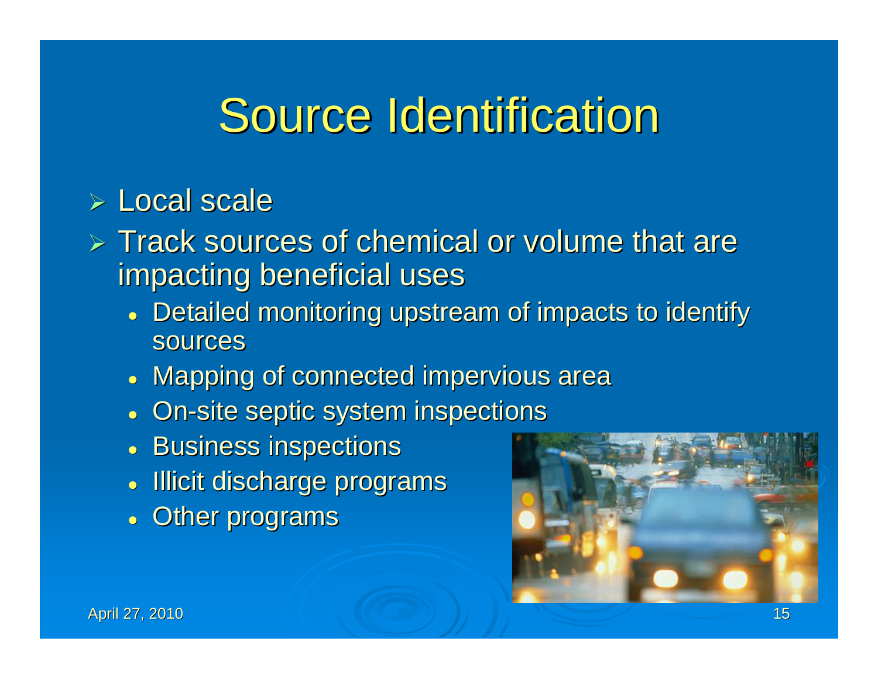# Source Identification

- Local scale
- Track sources of chemical or volume that are impacting beneficial uses
  - Detailed monitoring upstream of impacts to identify sources
  - Mapping of connected impervious area
  - On-site septic system inspections
  - Business inspections
  - Illicit discharge programs
  - Other programs

April 27, 2010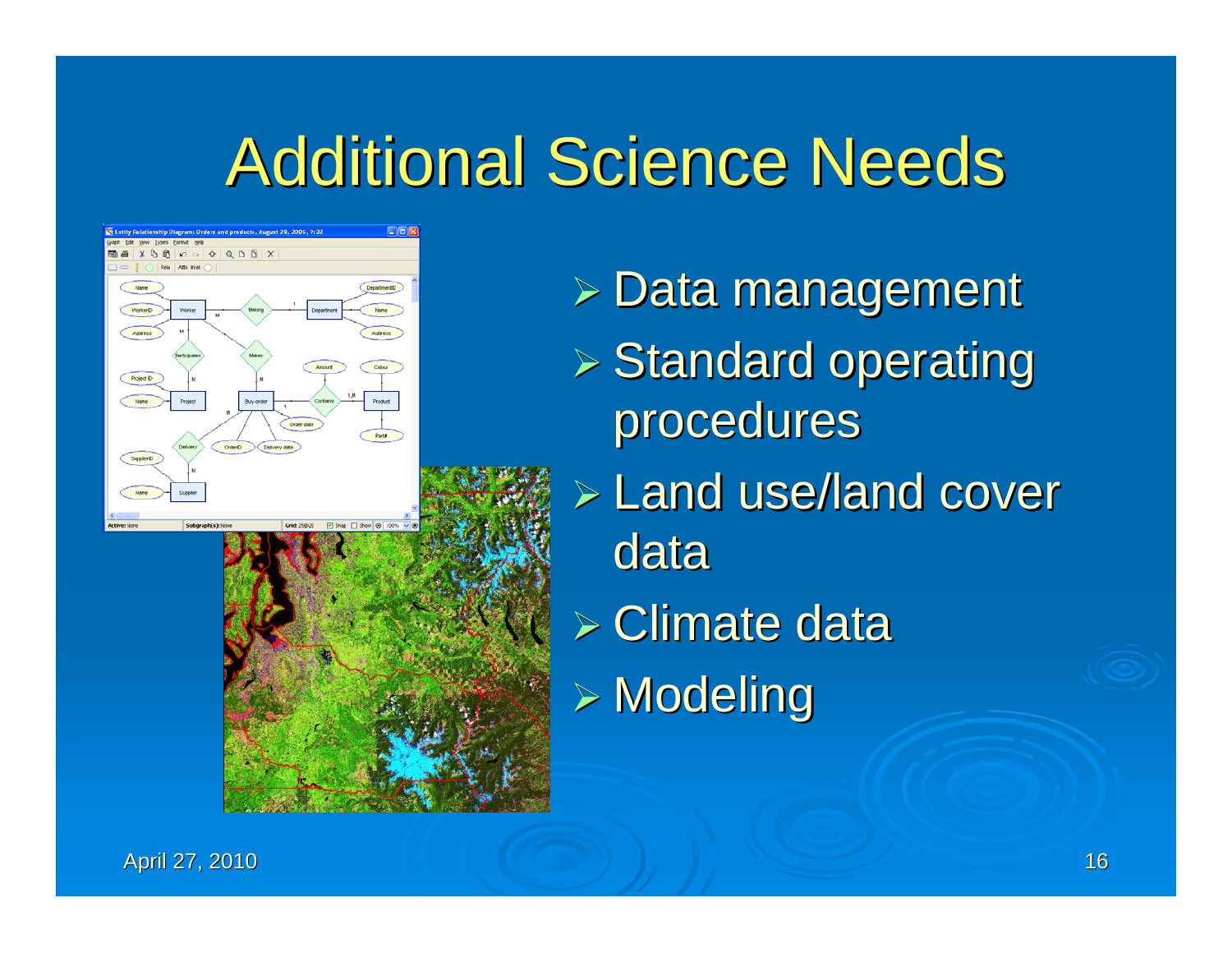# Additional Science Needs

- Data management
- Standard operating procedures
- Land use/land cover data
- Climate data
- Modeling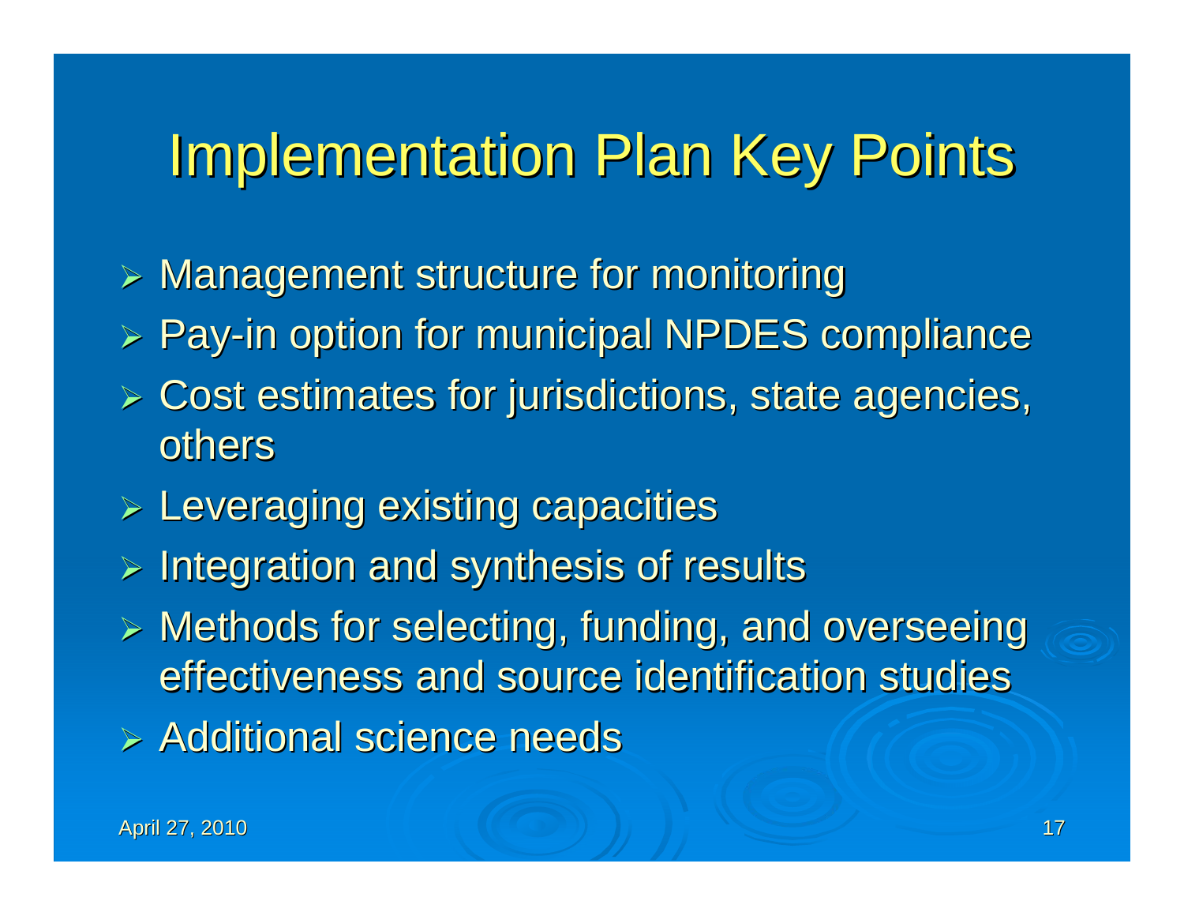# Implementation Plan Key Points

- Management structure for monitoring
- Pay-in option for municipal NPDES compliance
- Cost estimates for jurisdictions, state agencies, others
- Leveraging existing capacities
- Integration and synthesis of results
- Methods for selecting, funding, and overseeing effectiveness and source identification studies
- Additional science needs

April 27, 2010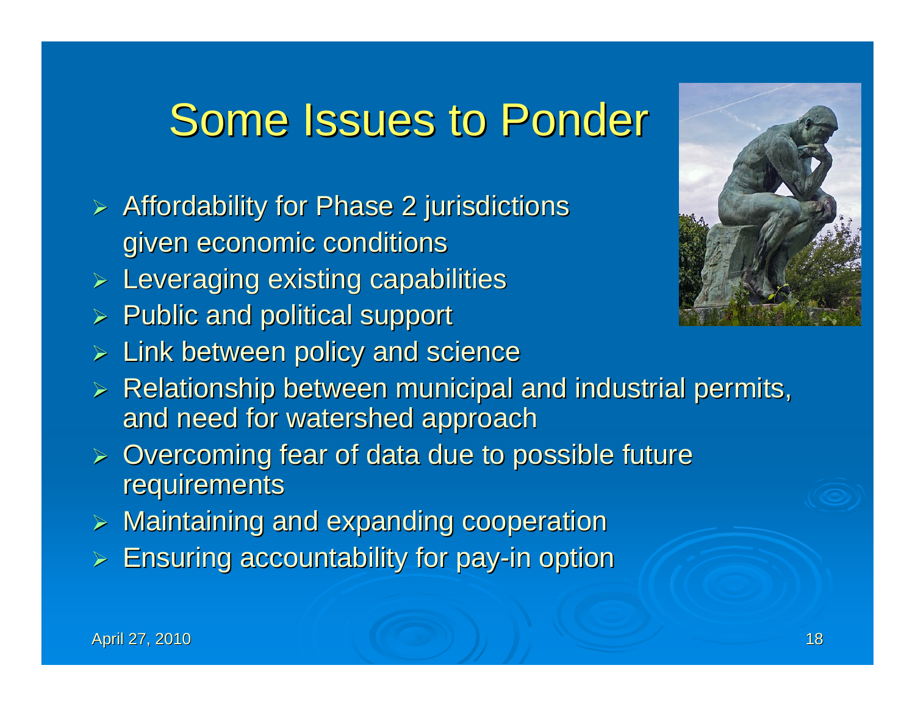# Some Issues to Ponder

- Affordability for Phase 2 jurisdictions given economic conditions
- Leveraging existing capabilities
- Public and political support
- Link between policy and science
- Relationship between municipal and industrial permits, and need for watershed approach
- Overcoming fear of data due to possible future requirements
- Maintaining and expanding cooperation
- Ensuring accountability for pay-in option

April 27, 2010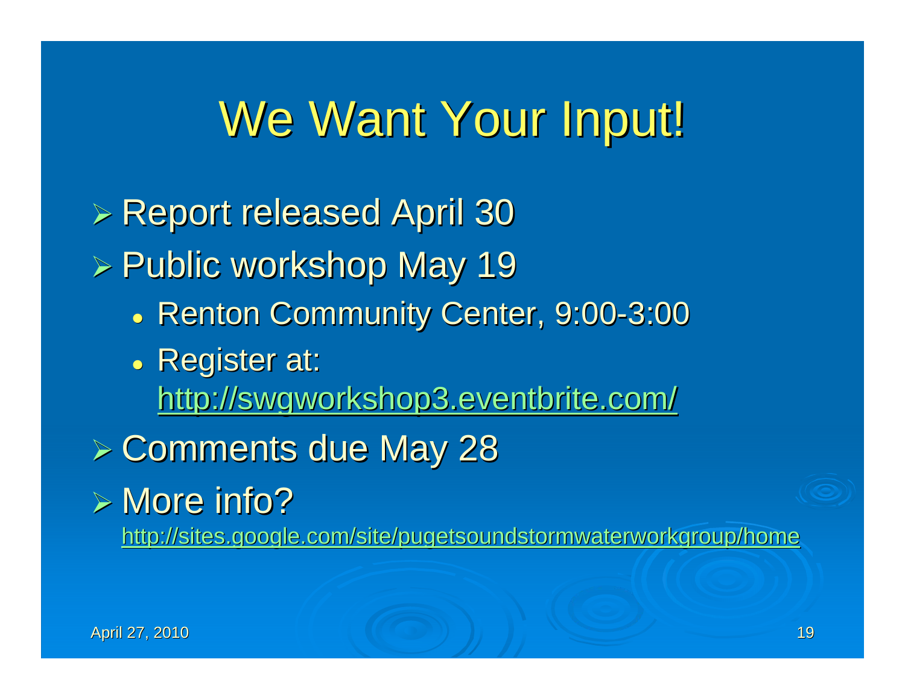# We Want Your Input!

- Report released April 30
- Public workshop May 19
  - Renton Community Center, 9:00-3:00
  - Register at: http://swgworkshop3.eventbrite.com/
- Comments due May 28
- More info?

  http://sites.google.com/site/pugetsoundstormwaterworkgroup/home

April 27, 2010